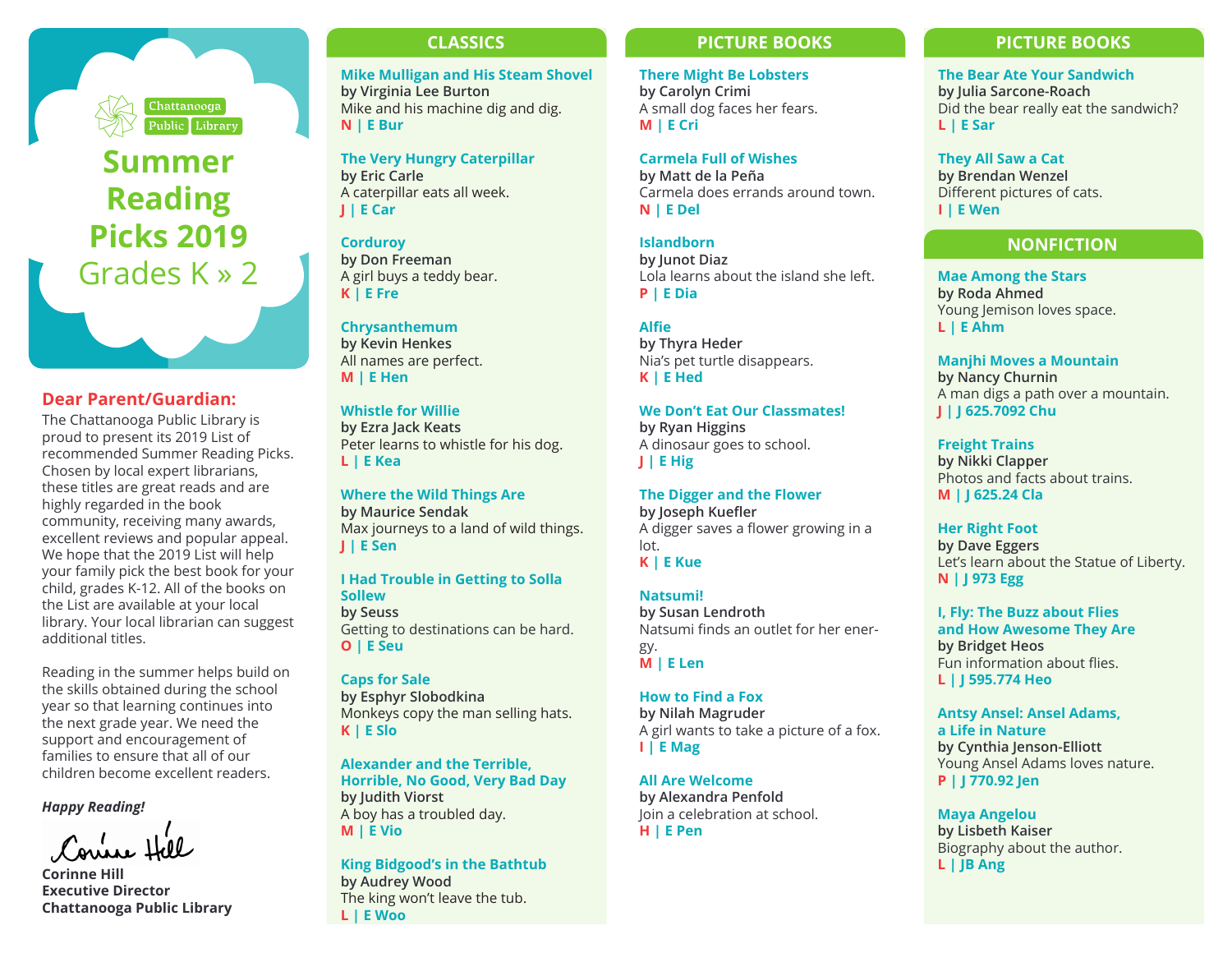Chattanooga Public Library

# Summer Reading Picks 2019

## Grades K » 2

### Dear Parent/Guardian:

The Chattanooga Public Library is proud to present its 2019 List of recommended Summer Reading Picks. Chosen by local expert librarians, these titles are great reads and are highly regarded in the book community, receiving many awards, excellent reviews and popular appeal. We hope that the 2019 List will help your family pick the best book for your child, grades K-12. All of the books on the List are available at your local library. Your local librarian can suggest additional titles.

Reading in the summer helps build on the skills obtained during the school year so that learning continues into the next grade year. We need the support and encouragement of families to ensure that all of our children become excellent readers.

***Happy Reading!***

**Corinne Hill**
**Executive Director**
**Chattanooga Public Library**

## CLASSICS

**Mike Mulligan and His Steam Shovel**
by Virginia Lee Burton
Mike and his machine dig and dig.
N | E Bur

**The Very Hungry Caterpillar**
by Eric Carle
A caterpillar eats all week.
J | E Car

**Corduroy**
by Don Freeman
A girl buys a teddy bear.
K | E Fre

**Chrysanthemum**
by Kevin Henkes
All names are perfect.
M | E Hen

**Whistle for Willie**
by Ezra Jack Keats
Peter learns to whistle for his dog.
L | E Kea

**Where the Wild Things Are**
by Maurice Sendak
Max journeys to a land of wild things.
J | E Sen

**I Had Trouble in Getting to Solla Sollew**
by Seuss
Getting to destinations can be hard.
O | E Seu

**Caps for Sale**
by Esphyr Slobodkina
Monkeys copy the man selling hats.
K | E Slo

**Alexander and the Terrible, Horrible, No Good, Very Bad Day**
by Judith Viorst
A boy has a troubled day.
M | E Vio

**King Bidgood's in the Bathtub**
by Audrey Wood
The king won't leave the tub.
L | E Woo

## PICTURE BOOKS

**There Might Be Lobsters**
by Carolyn Crimi
A small dog faces her fears.
M | E Cri

**Carmela Full of Wishes**
by Matt de la Peña
Carmela does errands around town.
N | E Del

**Islandborn**
by Junot Diaz
Lola learns about the island she left.
P | E Dia

**Alfie**
by Thyra Heder
Nia's pet turtle disappears.
K | E Hed

**We Don't Eat Our Classmates!**
by Ryan Higgins
A dinosaur goes to school.
J | E Hig

**The Digger and the Flower**
by Joseph Kuefler
A digger saves a flower growing in a lot.
K | E Kue

**Natsumi!**
by Susan Lendroth
Natsumi finds an outlet for her energy.
M | E Len

**How to Find a Fox**
by Nilah Magruder
A girl wants to take a picture of a fox.
I | E Mag

**All Are Welcome**
by Alexandra Penfold
Join a celebration at school.
H | E Pen

## PICTURE BOOKS

**The Bear Ate Your Sandwich**
by Julia Sarcone-Roach
Did the bear really eat the sandwich?
L | E Sar

**They All Saw a Cat**
by Brendan Wenzel
Different pictures of cats.
I | E Wen

## NONFICTION

**Mae Among the Stars**
by Roda Ahmed
Young Jemison loves space.
L | E Ahm

**Manjhi Moves a Mountain**
by Nancy Churnin
A man digs a path over a mountain.
J | J 625.7092 Chu

**Freight Trains**
by Nikki Clapper
Photos and facts about trains.
M | J 625.24 Cla

**Her Right Foot**
by Dave Eggers
Let's learn about the Statue of Liberty.
N | J 973 Egg

**I, Fly: The Buzz about Flies and How Awesome They Are**
by Bridget Heos
Fun information about flies.
L | J 595.774 Heo

**Antsy Ansel: Ansel Adams, a Life in Nature**
by Cynthia Jenson-Elliott
Young Ansel Adams loves nature.
P | J 770.92 Jen

**Maya Angelou**
by Lisbeth Kaiser
Biography about the author.
L | JB Ang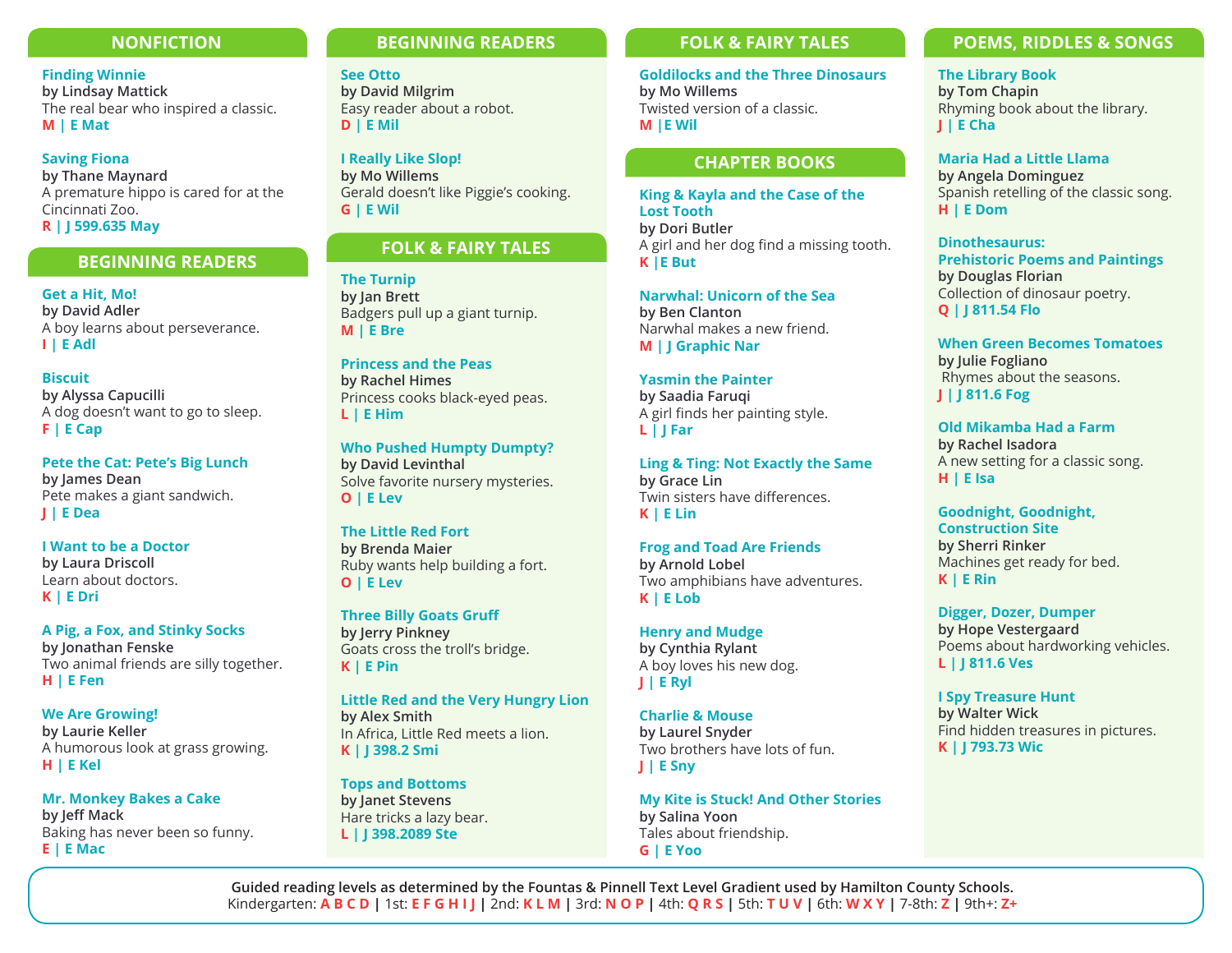## NONFICTION

**Finding Winnie**
by Lindsay Mattick
The real bear who inspired a classic.
M | E Mat

**Saving Fiona**
by Thane Maynard
A premature hippo is cared for at the Cincinnati Zoo.
R | J 599.635 May

## BEGINNING READERS

**Get a Hit, Mo!**
by David Adler
A boy learns about perseverance.
I | E Adl

**Biscuit**
by Alyssa Capucilli
A dog doesn't want to go to sleep.
F | E Cap

**Pete the Cat: Pete's Big Lunch**
by James Dean
Pete makes a giant sandwich.
J | E Dea

**I Want to be a Doctor**
by Laura Driscoll
Learn about doctors.
K | E Dri

**A Pig, a Fox, and Stinky Socks**
by Jonathan Fenske
Two animal friends are silly together.
H | E Fen

**We Are Growing!**
by Laurie Keller
A humorous look at grass growing.
H | E Kel

**Mr. Monkey Bakes a Cake**
by Jeff Mack
Baking has never been so funny.
E | E Mac

## BEGINNING READERS

**See Otto**
by David Milgrim
Easy reader about a robot.
D | E Mil

**I Really Like Slop!**
by Mo Willems
Gerald doesn't like Piggie's cooking.
G | E Wil

## FOLK & FAIRY TALES

**The Turnip**
by Jan Brett
Badgers pull up a giant turnip.
M | E Bre

**Princess and the Peas**
by Rachel Himes
Princess cooks black-eyed peas.
L | E Him

**Who Pushed Humpty Dumpty?**
by David Levinthal
Solve favorite nursery mysteries.
O | E Lev

**The Little Red Fort**
by Brenda Maier
Ruby wants help building a fort.
O | E Lev

**Three Billy Goats Gruff**
by Jerry Pinkney
Goats cross the troll's bridge.
K | E Pin

**Little Red and the Very Hungry Lion**
by Alex Smith
In Africa, Little Red meets a lion.
K | J 398.2 Smi

**Tops and Bottoms**
by Janet Stevens
Hare tricks a lazy bear.
L | J 398.2089 Ste

## FOLK & FAIRY TALES

**Goldilocks and the Three Dinosaurs**
by Mo Willems
Twisted version of a classic.
M |E Wil

## CHAPTER BOOKS

**King & Kayla and the Case of the Lost Tooth**
by Dori Butler
A girl and her dog find a missing tooth.
K |E But

**Narwhal: Unicorn of the Sea**
by Ben Clanton
Narwhal makes a new friend.
M | J Graphic Nar

**Yasmin the Painter**
by Saadia Faruqi
A girl finds her painting style.
L | J Far

**Ling & Ting: Not Exactly the Same**
by Grace Lin
Twin sisters have differences.
K | E Lin

**Frog and Toad Are Friends**
by Arnold Lobel
Two amphibians have adventures.
K | E Lob

**Henry and Mudge**
by Cynthia Rylant
A boy loves his new dog.
J | E Ryl

**Charlie & Mouse**
by Laurel Snyder
Two brothers have lots of fun.
J | E Sny

**My Kite is Stuck! And Other Stories**
by Salina Yoon
Tales about friendship.
G | E Yoo

## POEMS, RIDDLES & SONGS

**The Library Book**
by Tom Chapin
Rhyming book about the library.
J | E Cha

**Maria Had a Little Llama**
by Angela Dominguez
Spanish retelling of the classic song.
H | E Dom

**Dinothesaurus: Prehistoric Poems and Paintings**
by Douglas Florian
Collection of dinosaur poetry.
Q | J 811.54 Flo

**When Green Becomes Tomatoes**
by Julie Fogliano
Rhymes about the seasons.
J | J 811.6 Fog

**Old Mikamba Had a Farm**
by Rachel Isadora
A new setting for a classic song.
H | E Isa

**Goodnight, Goodnight, Construction Site**
by Sherri Rinker
Machines get ready for bed.
K | E Rin

**Digger, Dozer, Dumper**
by Hope Vestergaard
Poems about hardworking vehicles.
L | J 811.6 Ves

**I Spy Treasure Hunt**
by Walter Wick
Find hidden treasures in pictures.
K | J 793.73 Wic

**Guided reading levels as determined by the Fountas & Pinnell Text Level Gradient used by Hamilton County Schools.**
Kindergarten: A B C D | 1st: E F G H I J | 2nd: K L M | 3rd: N O P | 4th: Q R S | 5th: T U V | 6th: W X Y | 7-8th: Z | 9th+: Z+